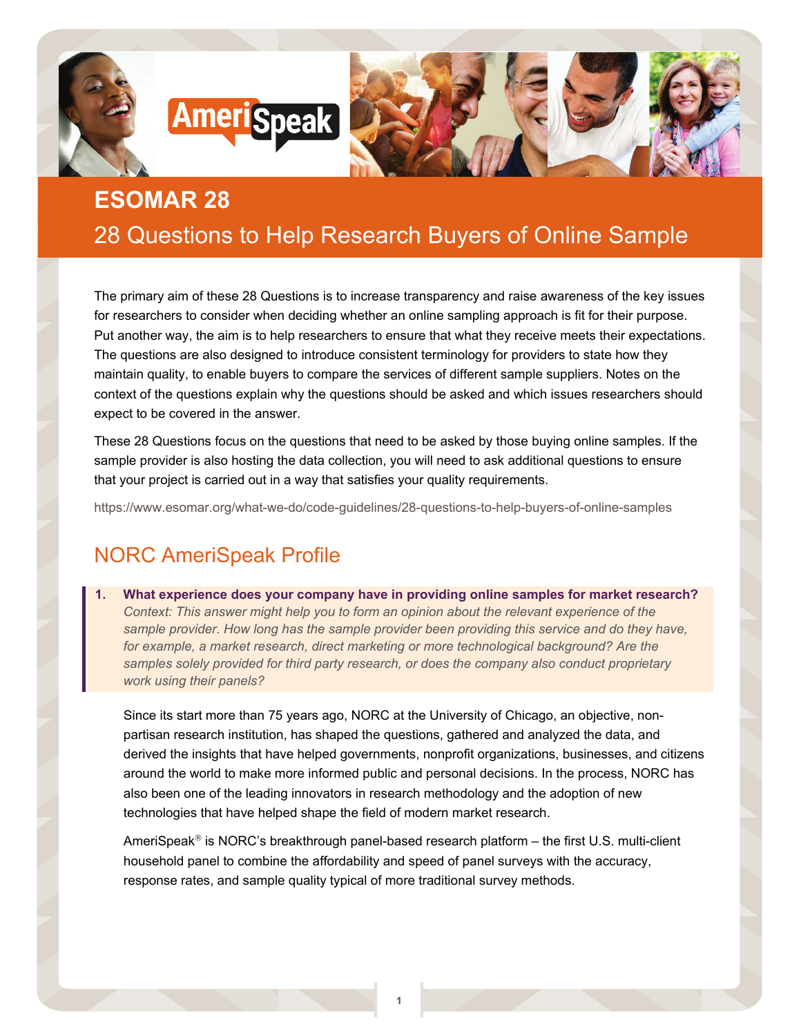# ESOMAR 28

## 28 Questions to Help Research Buyers of Online Sample

The primary aim of these 28 Questions is to increase transparency and raise awareness of the key issues for researchers to consider when deciding whether an online sampling approach is fit for their purpose. Put another way, the aim is to help researchers to ensure that what they receive meets their expectations. The questions are also designed to introduce consistent terminology for providers to state how they maintain quality, to enable buyers to compare the services of different sample suppliers. Notes on the context of the questions explain why the questions should be asked and which issues researchers should expect to be covered in the answer.

These 28 Questions focus on the questions that need to be asked by those buying online samples. If the sample provider is also hosting the data collection, you will need to ask additional questions to ensure that your project is carried out in a way that satisfies your quality requirements.

https://www.esomar.org/what-we-do/code-guidelines/28-questions-to-help-buyers-of-online-samples

## NORC AmeriSpeak Profile

**1. What experience does your company have in providing online samples for market research?**
*Context: This answer might help you to form an opinion about the relevant experience of the sample provider. How long has the sample provider been providing this service and do they have, for example, a market research, direct marketing or more technological background? Are the samples solely provided for third party research, or does the company also conduct proprietary work using their panels?*

Since its start more than 75 years ago, NORC at the University of Chicago, an objective, non-partisan research institution, has shaped the questions, gathered and analyzed the data, and derived the insights that have helped governments, nonprofit organizations, businesses, and citizens around the world to make more informed public and personal decisions. In the process, NORC has also been one of the leading innovators in research methodology and the adoption of new technologies that have helped shape the field of modern market research.

AmeriSpeak® is NORC's breakthrough panel-based research platform – the first U.S. multi-client household panel to combine the affordability and speed of panel surveys with the accuracy, response rates, and sample quality typical of more traditional survey methods.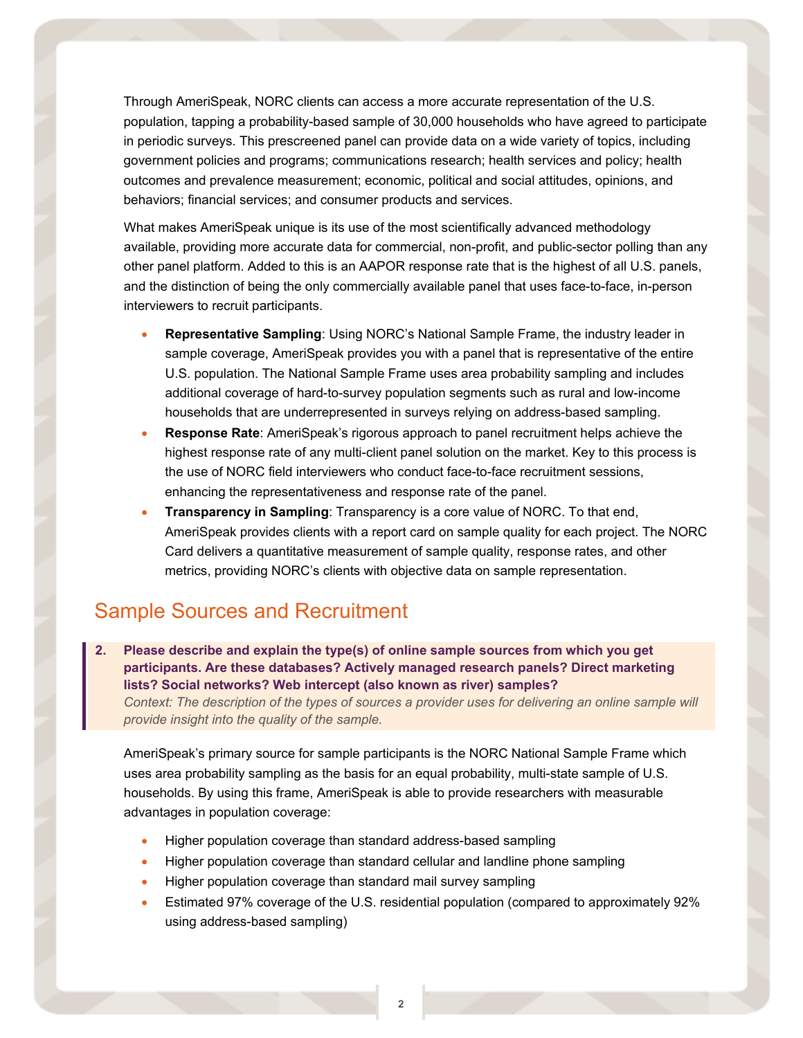Through AmeriSpeak, NORC clients can access a more accurate representation of the U.S. population, tapping a probability-based sample of 30,000 households who have agreed to participate in periodic surveys. This prescreened panel can provide data on a wide variety of topics, including government policies and programs; communications research; health services and policy; health outcomes and prevalence measurement; economic, political and social attitudes, opinions, and behaviors; financial services; and consumer products and services.

What makes AmeriSpeak unique is its use of the most scientifically advanced methodology available, providing more accurate data for commercial, non-profit, and public-sector polling than any other panel platform. Added to this is an AAPOR response rate that is the highest of all U.S. panels, and the distinction of being the only commercially available panel that uses face-to-face, in-person interviewers to recruit participants.

- **Representative Sampling**: Using NORC's National Sample Frame, the industry leader in sample coverage, AmeriSpeak provides you with a panel that is representative of the entire U.S. population. The National Sample Frame uses area probability sampling and includes additional coverage of hard-to-survey population segments such as rural and low-income households that are underrepresented in surveys relying on address-based sampling.
- **Response Rate**: AmeriSpeak's rigorous approach to panel recruitment helps achieve the highest response rate of any multi-client panel solution on the market. Key to this process is the use of NORC field interviewers who conduct face-to-face recruitment sessions, enhancing the representativeness and response rate of the panel.
- **Transparency in Sampling**: Transparency is a core value of NORC. To that end, AmeriSpeak provides clients with a report card on sample quality for each project. The NORC Card delivers a quantitative measurement of sample quality, response rates, and other metrics, providing NORC's clients with objective data on sample representation.

## Sample Sources and Recruitment

**2. Please describe and explain the type(s) of online sample sources from which you get participants. Are these databases? Actively managed research panels? Direct marketing lists? Social networks? Web intercept (also known as river) samples?**
*Context: The description of the types of sources a provider uses for delivering an online sample will provide insight into the quality of the sample.*

AmeriSpeak's primary source for sample participants is the NORC National Sample Frame which uses area probability sampling as the basis for an equal probability, multi-state sample of U.S. households. By using this frame, AmeriSpeak is able to provide researchers with measurable advantages in population coverage:

- Higher population coverage than standard address-based sampling
- Higher population coverage than standard cellular and landline phone sampling
- Higher population coverage than standard mail survey sampling
- Estimated 97% coverage of the U.S. residential population (compared to approximately 92% using address-based sampling)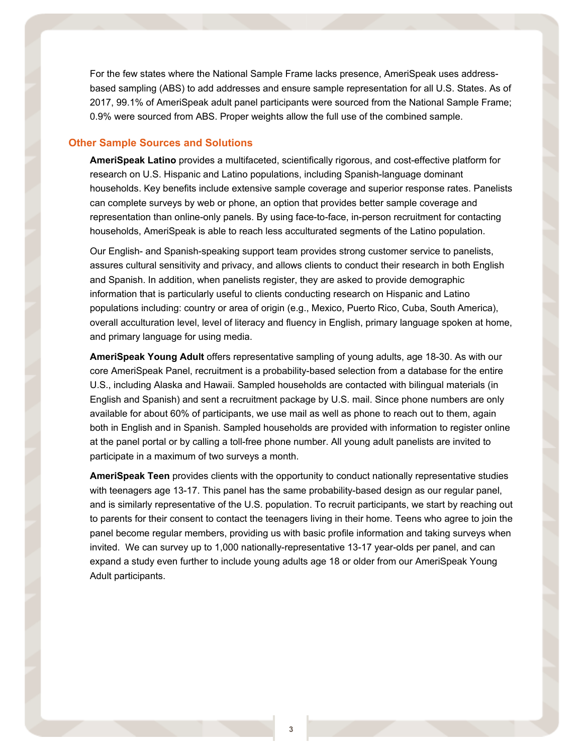For the few states where the National Sample Frame lacks presence, AmeriSpeak uses address-based sampling (ABS) to add addresses and ensure sample representation for all U.S. States. As of 2017, 99.1% of AmeriSpeak adult panel participants were sourced from the National Sample Frame; 0.9% were sourced from ABS. Proper weights allow the full use of the combined sample.

## Other Sample Sources and Solutions

**AmeriSpeak Latino** provides a multifaceted, scientifically rigorous, and cost-effective platform for research on U.S. Hispanic and Latino populations, including Spanish-language dominant households. Key benefits include extensive sample coverage and superior response rates. Panelists can complete surveys by web or phone, an option that provides better sample coverage and representation than online-only panels. By using face-to-face, in-person recruitment for contacting households, AmeriSpeak is able to reach less acculturated segments of the Latino population.

Our English- and Spanish-speaking support team provides strong customer service to panelists, assures cultural sensitivity and privacy, and allows clients to conduct their research in both English and Spanish. In addition, when panelists register, they are asked to provide demographic information that is particularly useful to clients conducting research on Hispanic and Latino populations including: country or area of origin (e.g., Mexico, Puerto Rico, Cuba, South America), overall acculturation level, level of literacy and fluency in English, primary language spoken at home, and primary language for using media.

**AmeriSpeak Young Adult** offers representative sampling of young adults, age 18-30. As with our core AmeriSpeak Panel, recruitment is a probability-based selection from a database for the entire U.S., including Alaska and Hawaii. Sampled households are contacted with bilingual materials (in English and Spanish) and sent a recruitment package by U.S. mail. Since phone numbers are only available for about 60% of participants, we use mail as well as phone to reach out to them, again both in English and in Spanish. Sampled households are provided with information to register online at the panel portal or by calling a toll-free phone number. All young adult panelists are invited to participate in a maximum of two surveys a month.

**AmeriSpeak Teen** provides clients with the opportunity to conduct nationally representative studies with teenagers age 13-17. This panel has the same probability-based design as our regular panel, and is similarly representative of the U.S. population. To recruit participants, we start by reaching out to parents for their consent to contact the teenagers living in their home. Teens who agree to join the panel become regular members, providing us with basic profile information and taking surveys when invited. We can survey up to 1,000 nationally-representative 13-17 year-olds per panel, and can expand a study even further to include young adults age 18 or older from our AmeriSpeak Young Adult participants.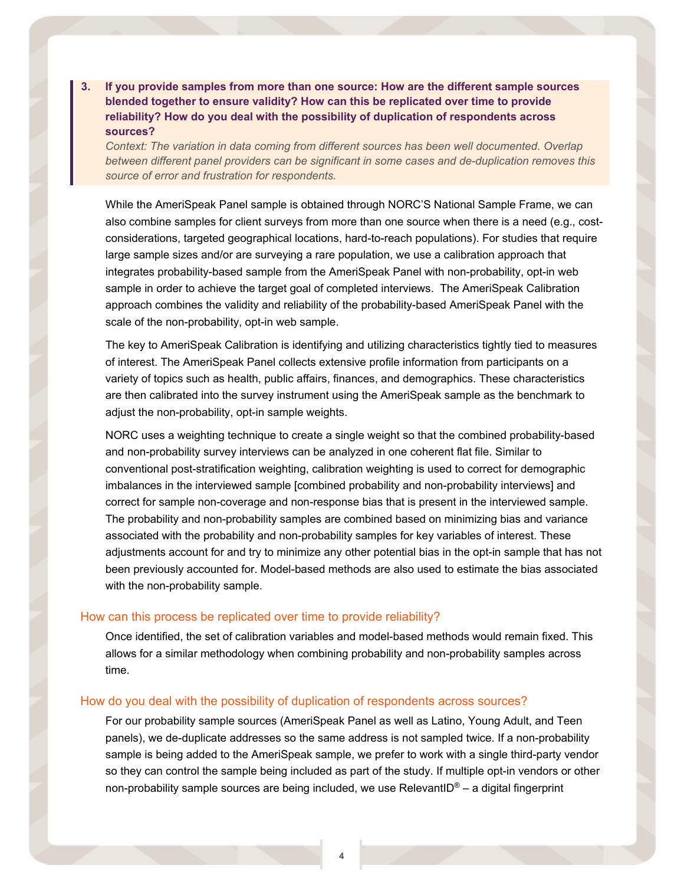**3. If you provide samples from more than one source: How are the different sample sources blended together to ensure validity? How can this be replicated over time to provide reliability? How do you deal with the possibility of duplication of respondents across sources?**

*Context: The variation in data coming from different sources has been well documented. Overlap between different panel providers can be significant in some cases and de-duplication removes this source of error and frustration for respondents.*

While the AmeriSpeak Panel sample is obtained through NORC'S National Sample Frame, we can also combine samples for client surveys from more than one source when there is a need (e.g., cost-considerations, targeted geographical locations, hard-to-reach populations). For studies that require large sample sizes and/or are surveying a rare population, we use a calibration approach that integrates probability-based sample from the AmeriSpeak Panel with non-probability, opt-in web sample in order to achieve the target goal of completed interviews. The AmeriSpeak Calibration approach combines the validity and reliability of the probability-based AmeriSpeak Panel with the scale of the non-probability, opt-in web sample.

The key to AmeriSpeak Calibration is identifying and utilizing characteristics tightly tied to measures of interest. The AmeriSpeak Panel collects extensive profile information from participants on a variety of topics such as health, public affairs, finances, and demographics. These characteristics are then calibrated into the survey instrument using the AmeriSpeak sample as the benchmark to adjust the non-probability, opt-in sample weights.

NORC uses a weighting technique to create a single weight so that the combined probability-based and non-probability survey interviews can be analyzed in one coherent flat file. Similar to conventional post-stratification weighting, calibration weighting is used to correct for demographic imbalances in the interviewed sample [combined probability and non-probability interviews] and correct for sample non-coverage and non-response bias that is present in the interviewed sample. The probability and non-probability samples are combined based on minimizing bias and variance associated with the probability and non-probability samples for key variables of interest. These adjustments account for and try to minimize any other potential bias in the opt-in sample that has not been previously accounted for. Model-based methods are also used to estimate the bias associated with the non-probability sample.

### How can this process be replicated over time to provide reliability?

Once identified, the set of calibration variables and model-based methods would remain fixed. This allows for a similar methodology when combining probability and non-probability samples across time.

### How do you deal with the possibility of duplication of respondents across sources?

For our probability sample sources (AmeriSpeak Panel as well as Latino, Young Adult, and Teen panels), we de-duplicate addresses so the same address is not sampled twice. If a non-probability sample is being added to the AmeriSpeak sample, we prefer to work with a single third-party vendor so they can control the sample being included as part of the study. If multiple opt-in vendors or other non-probability sample sources are being included, we use RelevantID® – a digital fingerprint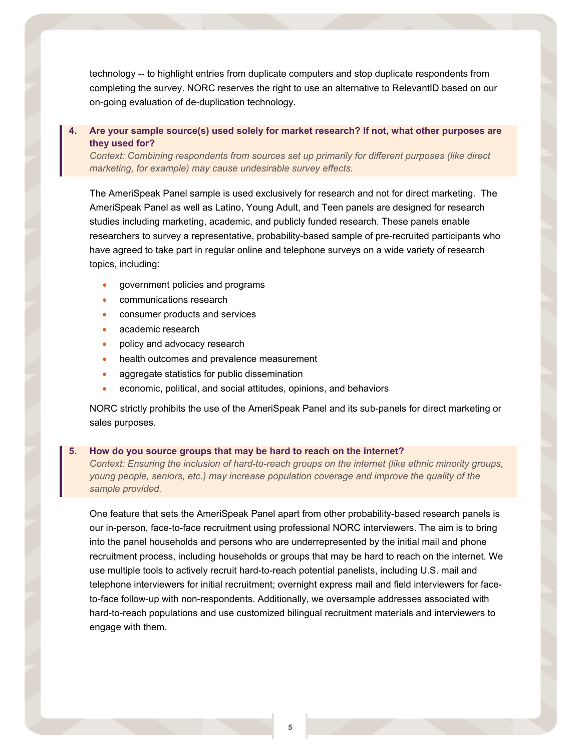technology -- to highlight entries from duplicate computers and stop duplicate respondents from completing the survey. NORC reserves the right to use an alternative to RelevantID based on our on-going evaluation of de-duplication technology.

**4. Are your sample source(s) used solely for market research? If not, what other purposes are they used for?**
*Context: Combining respondents from sources set up primarily for different purposes (like direct marketing, for example) may cause undesirable survey effects.*

The AmeriSpeak Panel sample is used exclusively for research and not for direct marketing. The AmeriSpeak Panel as well as Latino, Young Adult, and Teen panels are designed for research studies including marketing, academic, and publicly funded research. These panels enable researchers to survey a representative, probability-based sample of pre-recruited participants who have agreed to take part in regular online and telephone surveys on a wide variety of research topics, including:

- government policies and programs
- communications research
- consumer products and services
- academic research
- policy and advocacy research
- health outcomes and prevalence measurement
- aggregate statistics for public dissemination
- economic, political, and social attitudes, opinions, and behaviors

NORC strictly prohibits the use of the AmeriSpeak Panel and its sub-panels for direct marketing or sales purposes.

**5. How do you source groups that may be hard to reach on the internet?**
*Context: Ensuring the inclusion of hard-to-reach groups on the internet (like ethnic minority groups, young people, seniors, etc.) may increase population coverage and improve the quality of the sample provided.*

One feature that sets the AmeriSpeak Panel apart from other probability-based research panels is our in-person, face-to-face recruitment using professional NORC interviewers. The aim is to bring into the panel households and persons who are underrepresented by the initial mail and phone recruitment process, including households or groups that may be hard to reach on the internet. We use multiple tools to actively recruit hard-to-reach potential panelists, including U.S. mail and telephone interviewers for initial recruitment; overnight express mail and field interviewers for face-to-face follow-up with non-respondents. Additionally, we oversample addresses associated with hard-to-reach populations and use customized bilingual recruitment materials and interviewers to engage with them.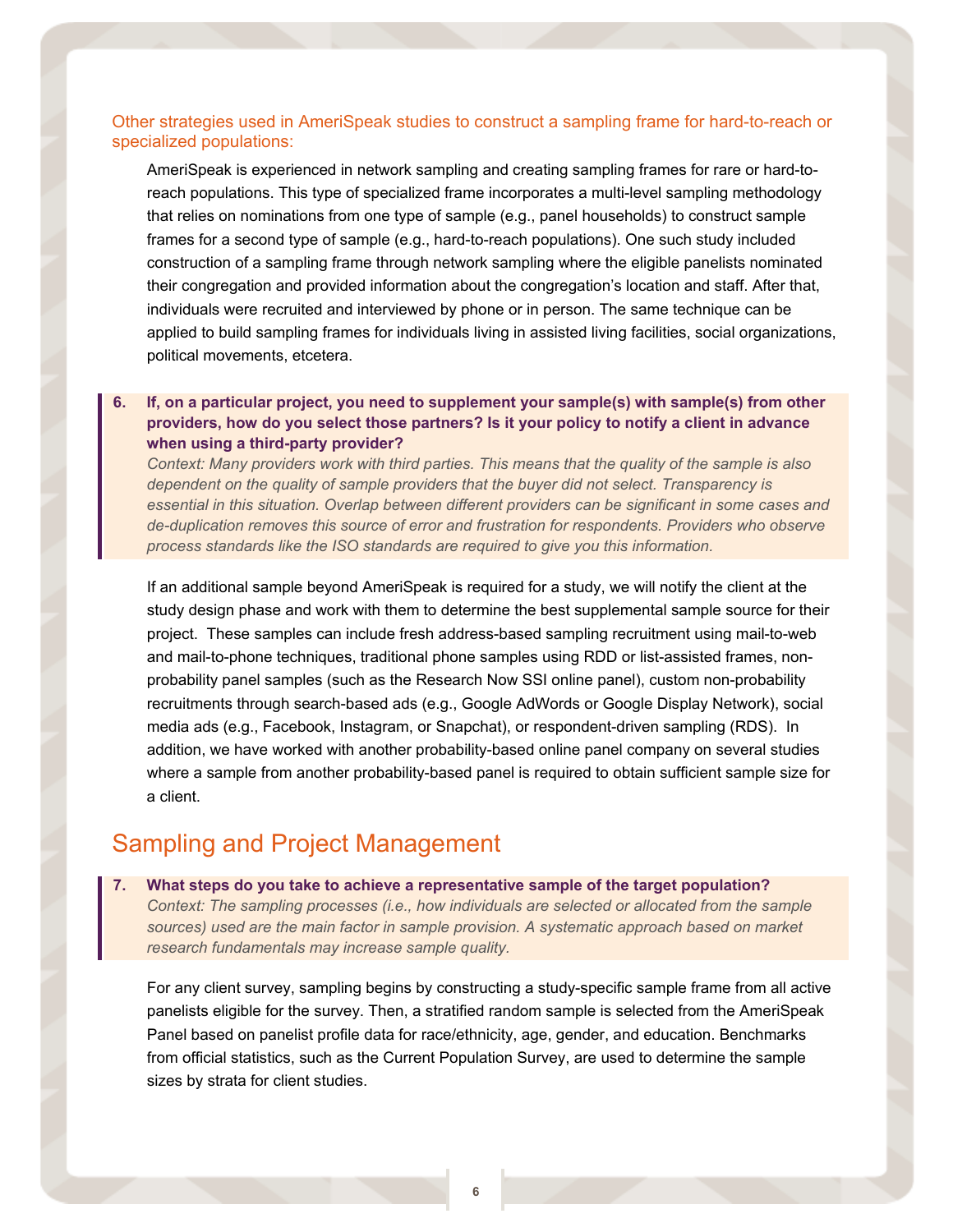### Other strategies used in AmeriSpeak studies to construct a sampling frame for hard-to-reach or specialized populations:

AmeriSpeak is experienced in network sampling and creating sampling frames for rare or hard-to-reach populations. This type of specialized frame incorporates a multi-level sampling methodology that relies on nominations from one type of sample (e.g., panel households) to construct sample frames for a second type of sample (e.g., hard-to-reach populations). One such study included construction of a sampling frame through network sampling where the eligible panelists nominated their congregation and provided information about the congregation's location and staff. After that, individuals were recruited and interviewed by phone or in person. The same technique can be applied to build sampling frames for individuals living in assisted living facilities, social organizations, political movements, etcetera.

> **6. If, on a particular project, you need to supplement your sample(s) with sample(s) from other providers, how do you select those partners? Is it your policy to notify a client in advance when using a third-party provider?**
> *Context: Many providers work with third parties. This means that the quality of the sample is also dependent on the quality of sample providers that the buyer did not select. Transparency is essential in this situation. Overlap between different providers can be significant in some cases and de-duplication removes this source of error and frustration for respondents. Providers who observe process standards like the ISO standards are required to give you this information.*

If an additional sample beyond AmeriSpeak is required for a study, we will notify the client at the study design phase and work with them to determine the best supplemental sample source for their project. These samples can include fresh address-based sampling recruitment using mail-to-web and mail-to-phone techniques, traditional phone samples using RDD or list-assisted frames, non-probability panel samples (such as the Research Now SSI online panel), custom non-probability recruitments through search-based ads (e.g., Google AdWords or Google Display Network), social media ads (e.g., Facebook, Instagram, or Snapchat), or respondent-driven sampling (RDS). In addition, we have worked with another probability-based online panel company on several studies where a sample from another probability-based panel is required to obtain sufficient sample size for a client.

## Sampling and Project Management

> **7. What steps do you take to achieve a representative sample of the target population?**
> *Context: The sampling processes (i.e., how individuals are selected or allocated from the sample sources) used are the main factor in sample provision. A systematic approach based on market research fundamentals may increase sample quality.*

For any client survey, sampling begins by constructing a study-specific sample frame from all active panelists eligible for the survey. Then, a stratified random sample is selected from the AmeriSpeak Panel based on panelist profile data for race/ethnicity, age, gender, and education. Benchmarks from official statistics, such as the Current Population Survey, are used to determine the sample sizes by strata for client studies.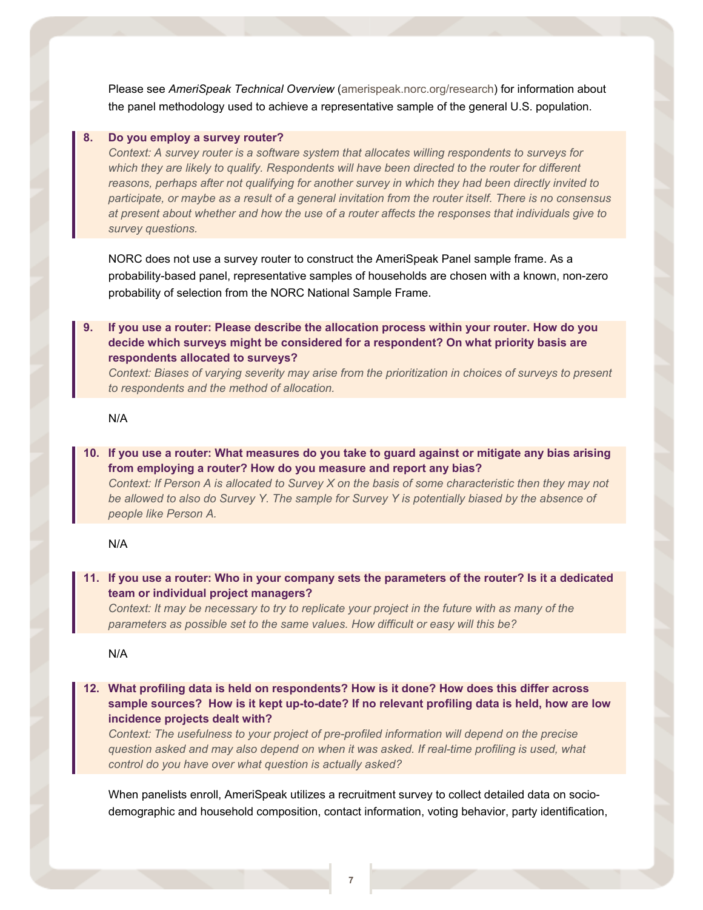Please see *AmeriSpeak Technical Overview* (amerispeak.norc.org/research) for information about the panel methodology used to achieve a representative sample of the general U.S. population.

**8. Do you employ a survey router?**
*Context: A survey router is a software system that allocates willing respondents to surveys for which they are likely to qualify. Respondents will have been directed to the router for different reasons, perhaps after not qualifying for another survey in which they had been directly invited to participate, or maybe as a result of a general invitation from the router itself. There is no consensus at present about whether and how the use of a router affects the responses that individuals give to survey questions.*

NORC does not use a survey router to construct the AmeriSpeak Panel sample frame. As a probability-based panel, representative samples of households are chosen with a known, non-zero probability of selection from the NORC National Sample Frame.

**9. If you use a router: Please describe the allocation process within your router. How do you decide which surveys might be considered for a respondent? On what priority basis are respondents allocated to surveys?**
*Context: Biases of varying severity may arise from the prioritization in choices of surveys to present to respondents and the method of allocation.*

N/A

**10. If you use a router: What measures do you take to guard against or mitigate any bias arising from employing a router? How do you measure and report any bias?**
*Context: If Person A is allocated to Survey X on the basis of some characteristic then they may not be allowed to also do Survey Y. The sample for Survey Y is potentially biased by the absence of people like Person A.*

N/A

**11. If you use a router: Who in your company sets the parameters of the router? Is it a dedicated team or individual project managers?**
*Context: It may be necessary to try to replicate your project in the future with as many of the parameters as possible set to the same values. How difficult or easy will this be?*

N/A

**12. What profiling data is held on respondents? How is it done? How does this differ across sample sources? How is it kept up-to-date? If no relevant profiling data is held, how are low incidence projects dealt with?**
*Context: The usefulness to your project of pre-profiled information will depend on the precise question asked and may also depend on when it was asked. If real-time profiling is used, what control do you have over what question is actually asked?*

When panelists enroll, AmeriSpeak utilizes a recruitment survey to collect detailed data on socio-demographic and household composition, contact information, voting behavior, party identification,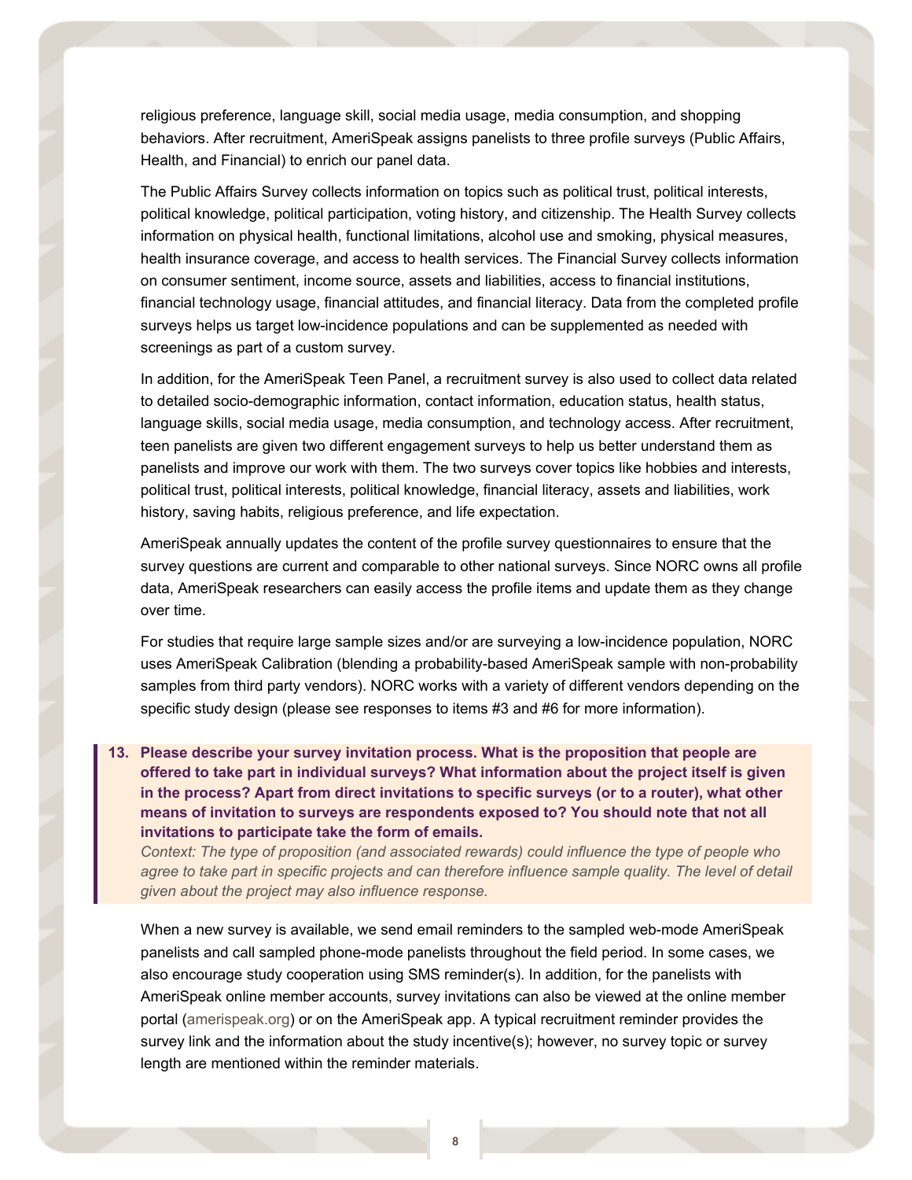religious preference, language skill, social media usage, media consumption, and shopping behaviors. After recruitment, AmeriSpeak assigns panelists to three profile surveys (Public Affairs, Health, and Financial) to enrich our panel data.

The Public Affairs Survey collects information on topics such as political trust, political interests, political knowledge, political participation, voting history, and citizenship. The Health Survey collects information on physical health, functional limitations, alcohol use and smoking, physical measures, health insurance coverage, and access to health services. The Financial Survey collects information on consumer sentiment, income source, assets and liabilities, access to financial institutions, financial technology usage, financial attitudes, and financial literacy. Data from the completed profile surveys helps us target low-incidence populations and can be supplemented as needed with screenings as part of a custom survey.

In addition, for the AmeriSpeak Teen Panel, a recruitment survey is also used to collect data related to detailed socio-demographic information, contact information, education status, health status, language skills, social media usage, media consumption, and technology access. After recruitment, teen panelists are given two different engagement surveys to help us better understand them as panelists and improve our work with them. The two surveys cover topics like hobbies and interests, political trust, political interests, political knowledge, financial literacy, assets and liabilities, work history, saving habits, religious preference, and life expectation.

AmeriSpeak annually updates the content of the profile survey questionnaires to ensure that the survey questions are current and comparable to other national surveys. Since NORC owns all profile data, AmeriSpeak researchers can easily access the profile items and update them as they change over time.

For studies that require large sample sizes and/or are surveying a low-incidence population, NORC uses AmeriSpeak Calibration (blending a probability-based AmeriSpeak sample with non-probability samples from third party vendors). NORC works with a variety of different vendors depending on the specific study design (please see responses to items #3 and #6 for more information).

**13. Please describe your survey invitation process. What is the proposition that people are offered to take part in individual surveys? What information about the project itself is given in the process? Apart from direct invitations to specific surveys (or to a router), what other means of invitation to surveys are respondents exposed to? You should note that not all invitations to participate take the form of emails.**

*Context: The type of proposition (and associated rewards) could influence the type of people who agree to take part in specific projects and can therefore influence sample quality. The level of detail given about the project may also influence response.*

When a new survey is available, we send email reminders to the sampled web-mode AmeriSpeak panelists and call sampled phone-mode panelists throughout the field period. In some cases, we also encourage study cooperation using SMS reminder(s). In addition, for the panelists with AmeriSpeak online member accounts, survey invitations can also be viewed at the online member portal (amerispeak.org) or on the AmeriSpeak app. A typical recruitment reminder provides the survey link and the information about the study incentive(s); however, no survey topic or survey length are mentioned within the reminder materials.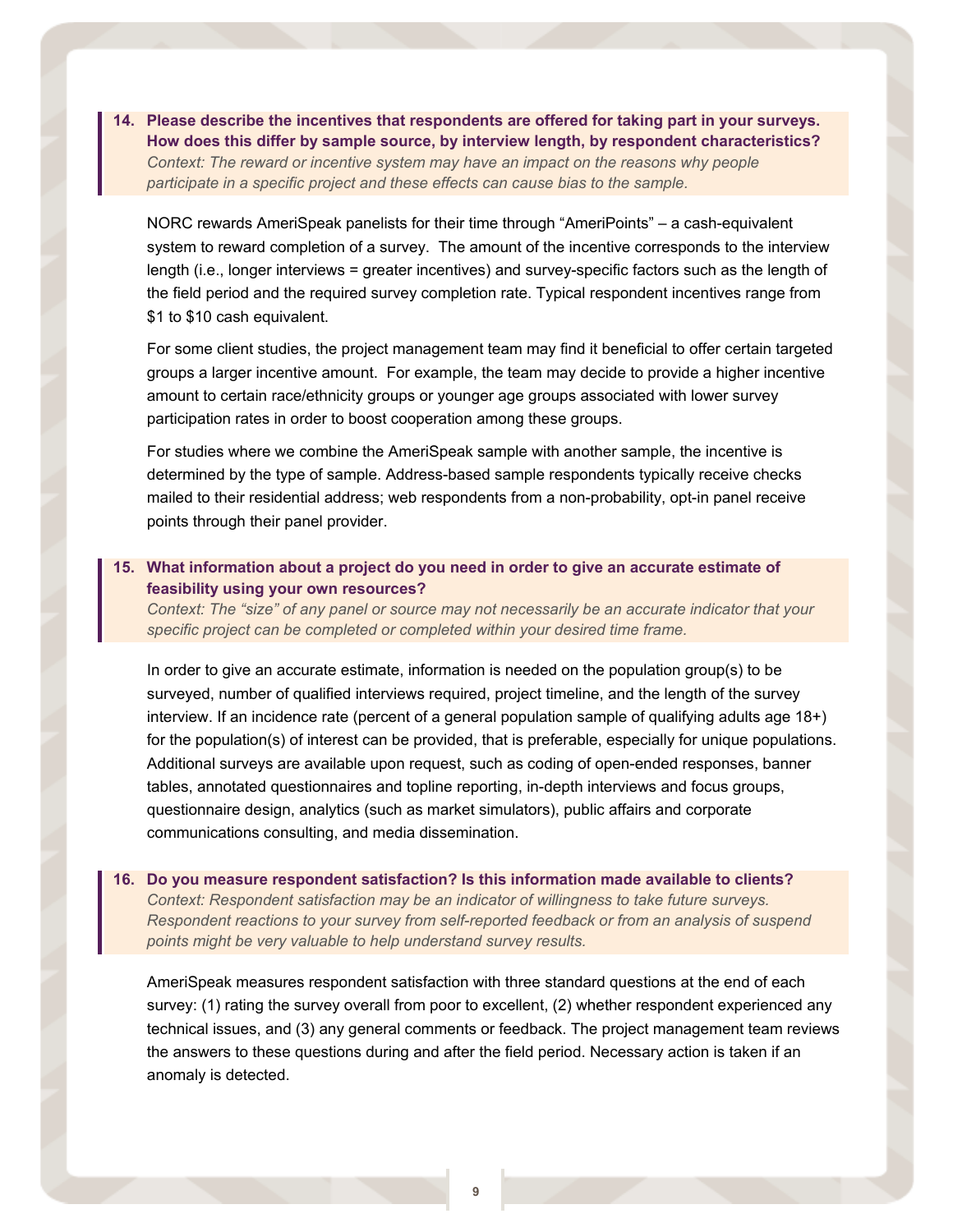**14. Please describe the incentives that respondents are offered for taking part in your surveys. How does this differ by sample source, by interview length, by respondent characteristics?**
*Context: The reward or incentive system may have an impact on the reasons why people participate in a specific project and these effects can cause bias to the sample.*

NORC rewards AmeriSpeak panelists for their time through “AmeriPoints” – a cash-equivalent system to reward completion of a survey. The amount of the incentive corresponds to the interview length (i.e., longer interviews = greater incentives) and survey-specific factors such as the length of the field period and the required survey completion rate. Typical respondent incentives range from $1 to $10 cash equivalent.

For some client studies, the project management team may find it beneficial to offer certain targeted groups a larger incentive amount. For example, the team may decide to provide a higher incentive amount to certain race/ethnicity groups or younger age groups associated with lower survey participation rates in order to boost cooperation among these groups.

For studies where we combine the AmeriSpeak sample with another sample, the incentive is determined by the type of sample. Address-based sample respondents typically receive checks mailed to their residential address; web respondents from a non-probability, opt-in panel receive points through their panel provider.

**15. What information about a project do you need in order to give an accurate estimate of feasibility using your own resources?**
*Context: The “size” of any panel or source may not necessarily be an accurate indicator that your specific project can be completed or completed within your desired time frame.*

In order to give an accurate estimate, information is needed on the population group(s) to be surveyed, number of qualified interviews required, project timeline, and the length of the survey interview. If an incidence rate (percent of a general population sample of qualifying adults age 18+) for the population(s) of interest can be provided, that is preferable, especially for unique populations. Additional surveys are available upon request, such as coding of open-ended responses, banner tables, annotated questionnaires and topline reporting, in-depth interviews and focus groups, questionnaire design, analytics (such as market simulators), public affairs and corporate communications consulting, and media dissemination.

**16. Do you measure respondent satisfaction? Is this information made available to clients?**
*Context: Respondent satisfaction may be an indicator of willingness to take future surveys. Respondent reactions to your survey from self-reported feedback or from an analysis of suspend points might be very valuable to help understand survey results.*

AmeriSpeak measures respondent satisfaction with three standard questions at the end of each survey: (1) rating the survey overall from poor to excellent, (2) whether respondent experienced any technical issues, and (3) any general comments or feedback. The project management team reviews the answers to these questions during and after the field period. Necessary action is taken if an anomaly is detected.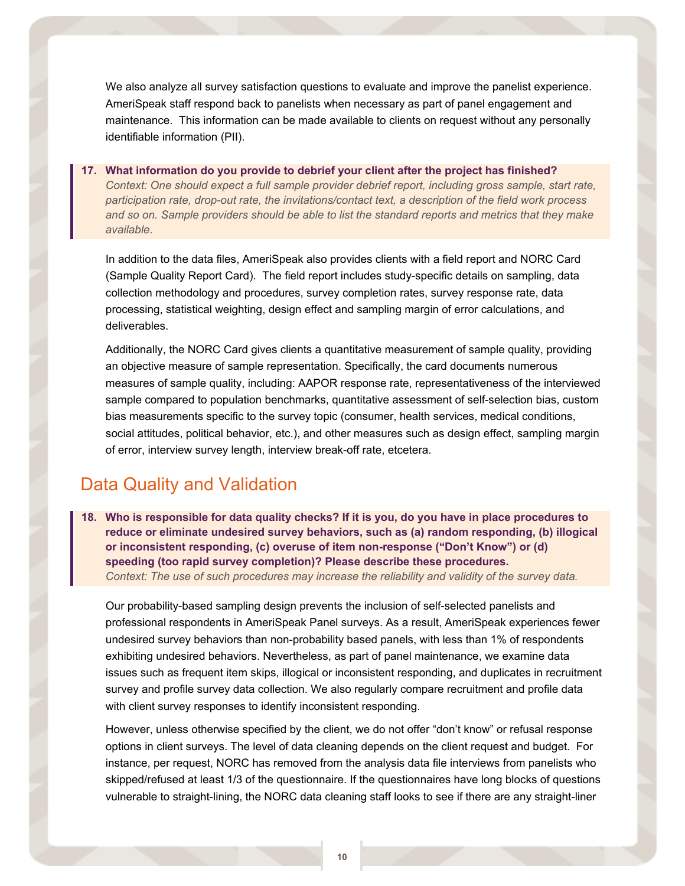We also analyze all survey satisfaction questions to evaluate and improve the panelist experience. AmeriSpeak staff respond back to panelists when necessary as part of panel engagement and maintenance. This information can be made available to clients on request without any personally identifiable information (PII).

**17. What information do you provide to debrief your client after the project has finished?**
*Context: One should expect a full sample provider debrief report, including gross sample, start rate, participation rate, drop-out rate, the invitations/contact text, a description of the field work process and so on. Sample providers should be able to list the standard reports and metrics that they make available.*

In addition to the data files, AmeriSpeak also provides clients with a field report and NORC Card (Sample Quality Report Card). The field report includes study-specific details on sampling, data collection methodology and procedures, survey completion rates, survey response rate, data processing, statistical weighting, design effect and sampling margin of error calculations, and deliverables.

Additionally, the NORC Card gives clients a quantitative measurement of sample quality, providing an objective measure of sample representation. Specifically, the card documents numerous measures of sample quality, including: AAPOR response rate, representativeness of the interviewed sample compared to population benchmarks, quantitative assessment of self-selection bias, custom bias measurements specific to the survey topic (consumer, health services, medical conditions, social attitudes, political behavior, etc.), and other measures such as design effect, sampling margin of error, interview survey length, interview break-off rate, etcetera.

## Data Quality and Validation

**18. Who is responsible for data quality checks? If it is you, do you have in place procedures to reduce or eliminate undesired survey behaviors, such as (a) random responding, (b) illogical or inconsistent responding, (c) overuse of item non-response ("Don't Know") or (d) speeding (too rapid survey completion)? Please describe these procedures.**
*Context: The use of such procedures may increase the reliability and validity of the survey data.*

Our probability-based sampling design prevents the inclusion of self-selected panelists and professional respondents in AmeriSpeak Panel surveys. As a result, AmeriSpeak experiences fewer undesired survey behaviors than non-probability based panels, with less than 1% of respondents exhibiting undesired behaviors. Nevertheless, as part of panel maintenance, we examine data issues such as frequent item skips, illogical or inconsistent responding, and duplicates in recruitment survey and profile survey data collection. We also regularly compare recruitment and profile data with client survey responses to identify inconsistent responding.

However, unless otherwise specified by the client, we do not offer "don't know" or refusal response options in client surveys. The level of data cleaning depends on the client request and budget. For instance, per request, NORC has removed from the analysis data file interviews from panelists who skipped/refused at least 1/3 of the questionnaire. If the questionnaires have long blocks of questions vulnerable to straight-lining, the NORC data cleaning staff looks to see if there are any straight-liner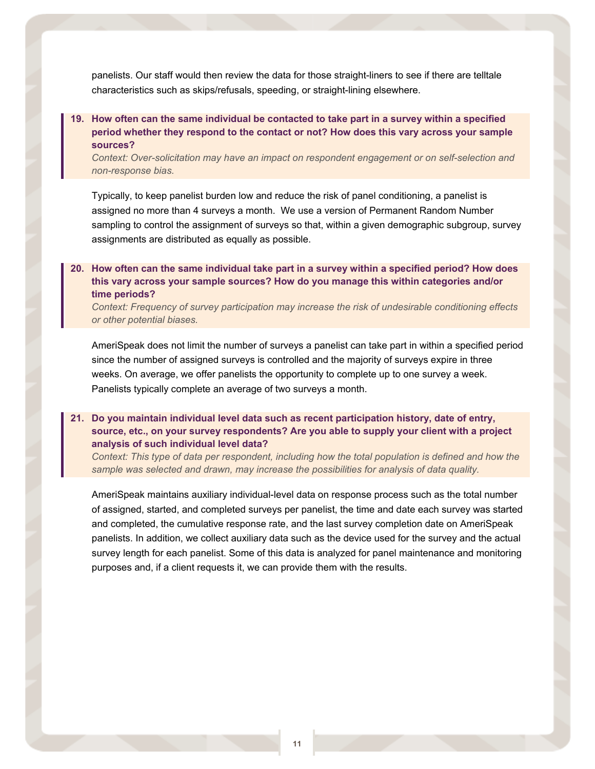panelists. Our staff would then review the data for those straight-liners to see if there are telltale characteristics such as skips/refusals, speeding, or straight-lining elsewhere.

**19. How often can the same individual be contacted to take part in a survey within a specified period whether they respond to the contact or not? How does this vary across your sample sources?**

*Context: Over-solicitation may have an impact on respondent engagement or on self-selection and non-response bias.*

Typically, to keep panelist burden low and reduce the risk of panel conditioning, a panelist is assigned no more than 4 surveys a month. We use a version of Permanent Random Number sampling to control the assignment of surveys so that, within a given demographic subgroup, survey assignments are distributed as equally as possible.

**20. How often can the same individual take part in a survey within a specified period? How does this vary across your sample sources? How do you manage this within categories and/or time periods?**

*Context: Frequency of survey participation may increase the risk of undesirable conditioning effects or other potential biases.*

AmeriSpeak does not limit the number of surveys a panelist can take part in within a specified period since the number of assigned surveys is controlled and the majority of surveys expire in three weeks. On average, we offer panelists the opportunity to complete up to one survey a week. Panelists typically complete an average of two surveys a month.

**21. Do you maintain individual level data such as recent participation history, date of entry, source, etc., on your survey respondents? Are you able to supply your client with a project analysis of such individual level data?**

*Context: This type of data per respondent, including how the total population is defined and how the sample was selected and drawn, may increase the possibilities for analysis of data quality.*

AmeriSpeak maintains auxiliary individual-level data on response process such as the total number of assigned, started, and completed surveys per panelist, the time and date each survey was started and completed, the cumulative response rate, and the last survey completion date on AmeriSpeak panelists. In addition, we collect auxiliary data such as the device used for the survey and the actual survey length for each panelist. Some of this data is analyzed for panel maintenance and monitoring purposes and, if a client requests it, we can provide them with the results.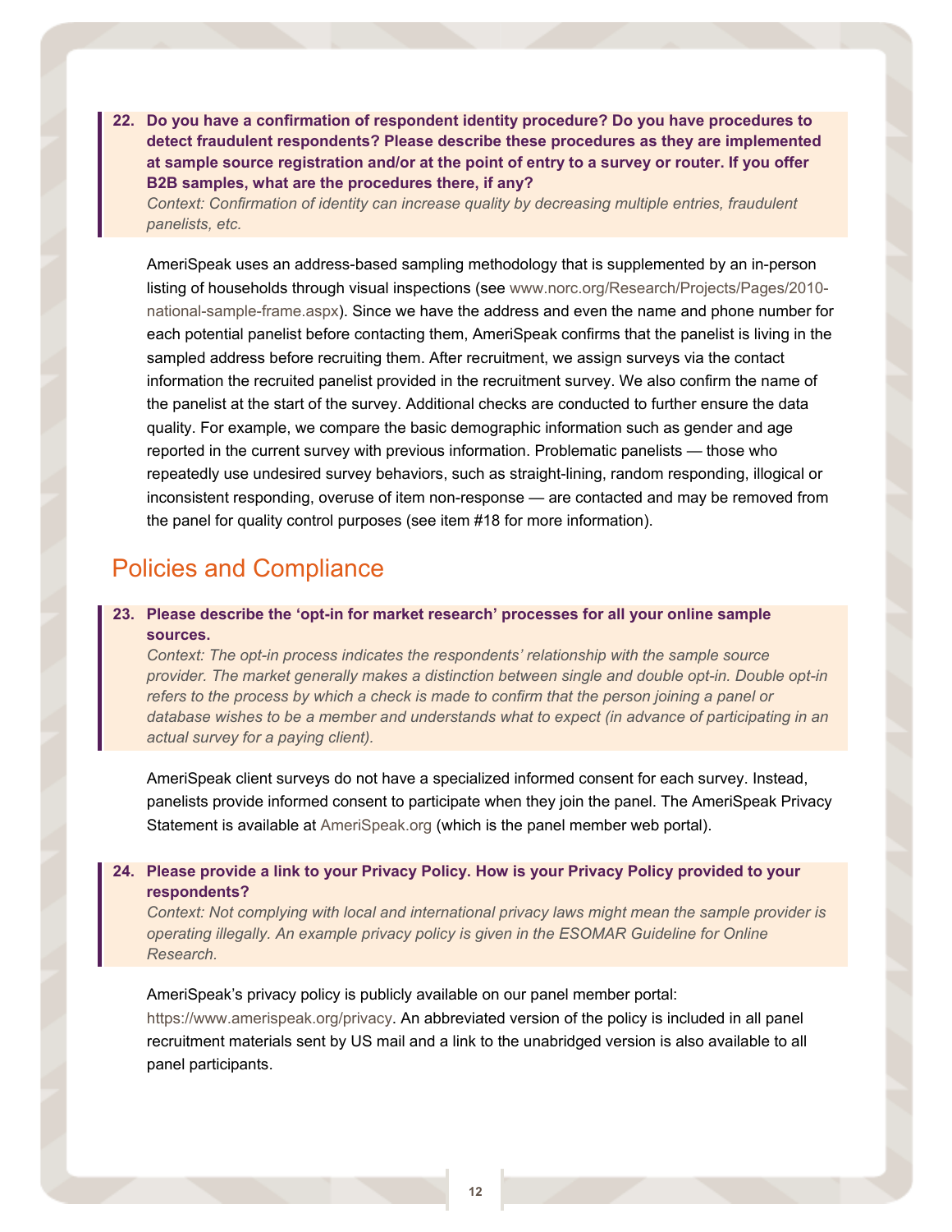**22. Do you have a confirmation of respondent identity procedure? Do you have procedures to detect fraudulent respondents? Please describe these procedures as they are implemented at sample source registration and/or at the point of entry to a survey or router. If you offer B2B samples, what are the procedures there, if any?**

*Context: Confirmation of identity can increase quality by decreasing multiple entries, fraudulent panelists, etc.*

AmeriSpeak uses an address-based sampling methodology that is supplemented by an in-person listing of households through visual inspections (see www.norc.org/Research/Projects/Pages/2010-national-sample-frame.aspx). Since we have the address and even the name and phone number for each potential panelist before contacting them, AmeriSpeak confirms that the panelist is living in the sampled address before recruiting them. After recruitment, we assign surveys via the contact information the recruited panelist provided in the recruitment survey. We also confirm the name of the panelist at the start of the survey. Additional checks are conducted to further ensure the data quality. For example, we compare the basic demographic information such as gender and age reported in the current survey with previous information. Problematic panelists — those who repeatedly use undesired survey behaviors, such as straight-lining, random responding, illogical or inconsistent responding, overuse of item non-response — are contacted and may be removed from the panel for quality control purposes (see item #18 for more information).

## Policies and Compliance

**23. Please describe the 'opt-in for market research' processes for all your online sample sources.**

*Context: The opt-in process indicates the respondents' relationship with the sample source provider. The market generally makes a distinction between single and double opt-in. Double opt-in refers to the process by which a check is made to confirm that the person joining a panel or database wishes to be a member and understands what to expect (in advance of participating in an actual survey for a paying client).*

AmeriSpeak client surveys do not have a specialized informed consent for each survey. Instead, panelists provide informed consent to participate when they join the panel. The AmeriSpeak Privacy Statement is available at AmeriSpeak.org (which is the panel member web portal).

**24. Please provide a link to your Privacy Policy. How is your Privacy Policy provided to your respondents?**

*Context: Not complying with local and international privacy laws might mean the sample provider is operating illegally. An example privacy policy is given in the ESOMAR Guideline for Online Research.*

AmeriSpeak's privacy policy is publicly available on our panel member portal: https://www.amerispeak.org/privacy. An abbreviated version of the policy is included in all panel recruitment materials sent by US mail and a link to the unabridged version is also available to all panel participants.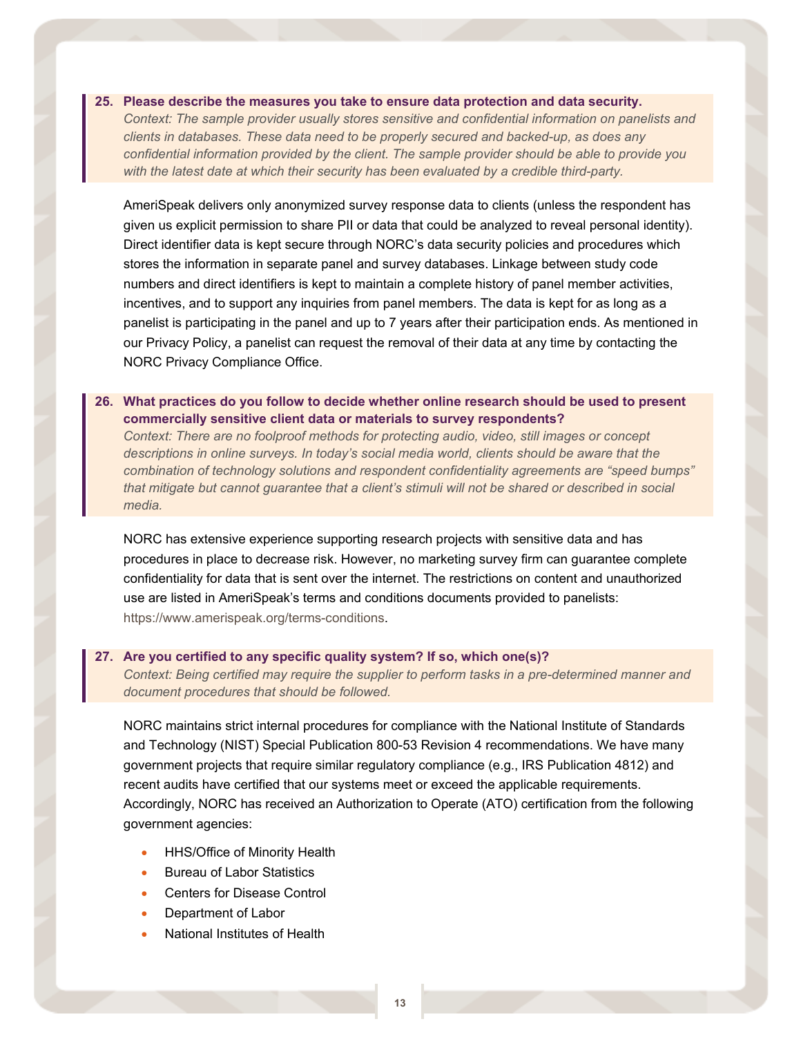**25. Please describe the measures you take to ensure data protection and data security.**

*Context: The sample provider usually stores sensitive and confidential information on panelists and clients in databases. These data need to be properly secured and backed-up, as does any confidential information provided by the client. The sample provider should be able to provide you with the latest date at which their security has been evaluated by a credible third-party.*

AmeriSpeak delivers only anonymized survey response data to clients (unless the respondent has given us explicit permission to share PII or data that could be analyzed to reveal personal identity). Direct identifier data is kept secure through NORC's data security policies and procedures which stores the information in separate panel and survey databases. Linkage between study code numbers and direct identifiers is kept to maintain a complete history of panel member activities, incentives, and to support any inquiries from panel members. The data is kept for as long as a panelist is participating in the panel and up to 7 years after their participation ends. As mentioned in our Privacy Policy, a panelist can request the removal of their data at any time by contacting the NORC Privacy Compliance Office.

**26. What practices do you follow to decide whether online research should be used to present commercially sensitive client data or materials to survey respondents?**

*Context: There are no foolproof methods for protecting audio, video, still images or concept descriptions in online surveys. In today's social media world, clients should be aware that the combination of technology solutions and respondent confidentiality agreements are "speed bumps" that mitigate but cannot guarantee that a client's stimuli will not be shared or described in social media.*

NORC has extensive experience supporting research projects with sensitive data and has procedures in place to decrease risk. However, no marketing survey firm can guarantee complete confidentiality for data that is sent over the internet. The restrictions on content and unauthorized use are listed in AmeriSpeak's terms and conditions documents provided to panelists: https://www.amerispeak.org/terms-conditions.

**27. Are you certified to any specific quality system? If so, which one(s)?**

*Context: Being certified may require the supplier to perform tasks in a pre-determined manner and document procedures that should be followed.*

NORC maintains strict internal procedures for compliance with the National Institute of Standards and Technology (NIST) Special Publication 800-53 Revision 4 recommendations. We have many government projects that require similar regulatory compliance (e.g., IRS Publication 4812) and recent audits have certified that our systems meet or exceed the applicable requirements. Accordingly, NORC has received an Authorization to Operate (ATO) certification from the following government agencies:

- HHS/Office of Minority Health
- Bureau of Labor Statistics
- Centers for Disease Control
- Department of Labor
- National Institutes of Health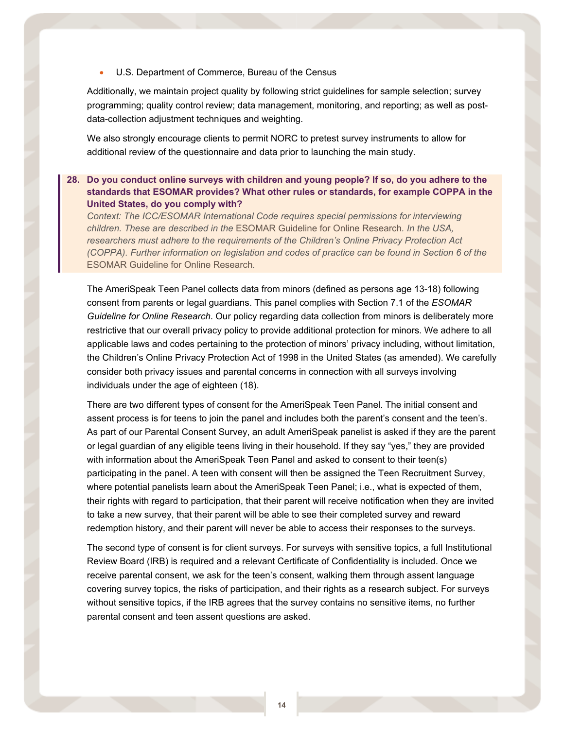- U.S. Department of Commerce, Bureau of the Census

Additionally, we maintain project quality by following strict guidelines for sample selection; survey programming; quality control review; data management, monitoring, and reporting; as well as post-data-collection adjustment techniques and weighting.

We also strongly encourage clients to permit NORC to pretest survey instruments to allow for additional review of the questionnaire and data prior to launching the main study.

**28. Do you conduct online surveys with children and young people? If so, do you adhere to the standards that ESOMAR provides? What other rules or standards, for example COPPA in the United States, do you comply with?**

*Context: The ICC/ESOMAR International Code requires special permissions for interviewing children. These are described in the* ESOMAR Guideline for Online Research*. In the USA, researchers must adhere to the requirements of the Children's Online Privacy Protection Act (COPPA). Further information on legislation and codes of practice can be found in Section 6 of the* ESOMAR Guideline for Online Research*.*

The AmeriSpeak Teen Panel collects data from minors (defined as persons age 13-18) following consent from parents or legal guardians. This panel complies with Section 7.1 of the *ESOMAR Guideline for Online Research*. Our policy regarding data collection from minors is deliberately more restrictive that our overall privacy policy to provide additional protection for minors. We adhere to all applicable laws and codes pertaining to the protection of minors' privacy including, without limitation, the Children's Online Privacy Protection Act of 1998 in the United States (as amended). We carefully consider both privacy issues and parental concerns in connection with all surveys involving individuals under the age of eighteen (18).

There are two different types of consent for the AmeriSpeak Teen Panel. The initial consent and assent process is for teens to join the panel and includes both the parent's consent and the teen's. As part of our Parental Consent Survey, an adult AmeriSpeak panelist is asked if they are the parent or legal guardian of any eligible teens living in their household. If they say "yes," they are provided with information about the AmeriSpeak Teen Panel and asked to consent to their teen(s) participating in the panel. A teen with consent will then be assigned the Teen Recruitment Survey, where potential panelists learn about the AmeriSpeak Teen Panel; i.e., what is expected of them, their rights with regard to participation, that their parent will receive notification when they are invited to take a new survey, that their parent will be able to see their completed survey and reward redemption history, and their parent will never be able to access their responses to the surveys.

The second type of consent is for client surveys. For surveys with sensitive topics, a full Institutional Review Board (IRB) is required and a relevant Certificate of Confidentiality is included. Once we receive parental consent, we ask for the teen's consent, walking them through assent language covering survey topics, the risks of participation, and their rights as a research subject. For surveys without sensitive topics, if the IRB agrees that the survey contains no sensitive items, no further parental consent and teen assent questions are asked.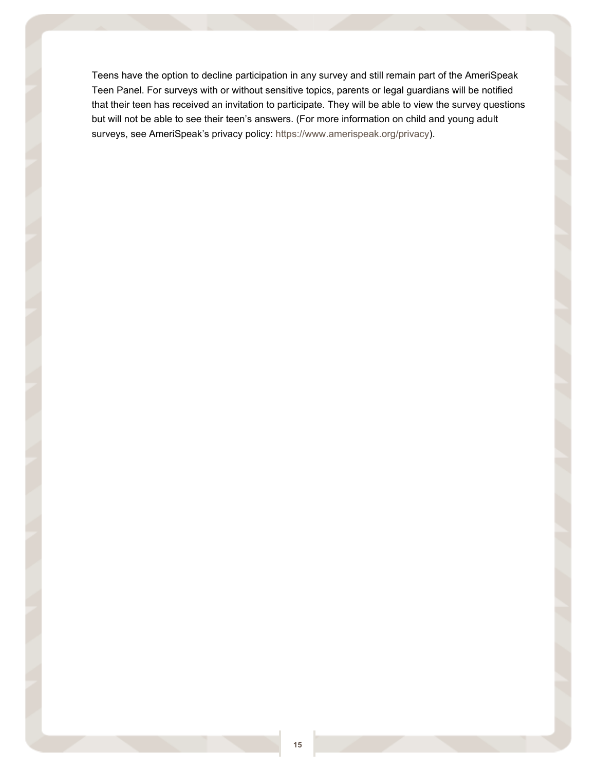Teens have the option to decline participation in any survey and still remain part of the AmeriSpeak Teen Panel. For surveys with or without sensitive topics, parents or legal guardians will be notified that their teen has received an invitation to participate. They will be able to view the survey questions but will not be able to see their teen's answers. (For more information on child and young adult surveys, see AmeriSpeak's privacy policy: https://www.amerispeak.org/privacy).